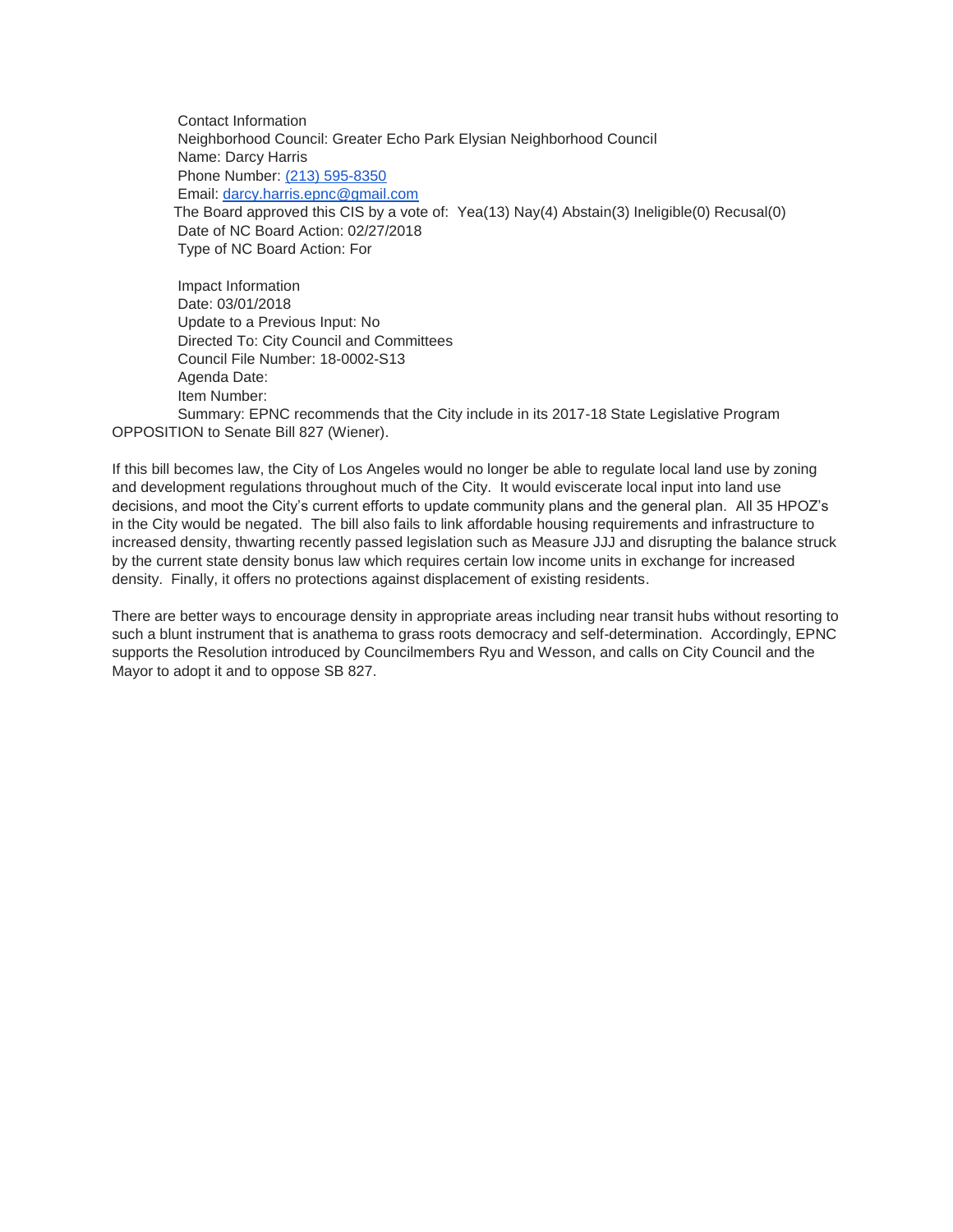Contact Information
Neighborhood Council: Greater Echo Park Elysian Neighborhood Council
Name: Darcy Harris
Phone Number: (213) 595-8350
Email: darcy.harris.epnc@gmail.com
The Board approved this CIS by a vote of: Yea(13) Nay(4) Abstain(3) Ineligible(0) Recusal(0)
Date of NC Board Action: 02/27/2018
Type of NC Board Action: For

Impact Information
Date: 03/01/2018
Update to a Previous Input: No
Directed To: City Council and Committees
Council File Number: 18-0002-S13
Agenda Date:
Item Number:
Summary: EPNC recommends that the City include in its 2017-18 State Legislative Program OPPOSITION to Senate Bill 827 (Wiener).

If this bill becomes law, the City of Los Angeles would no longer be able to regulate local land use by zoning and development regulations throughout much of the City. It would eviscerate local input into land use decisions, and moot the City's current efforts to update community plans and the general plan. All 35 HPOZ's in the City would be negated. The bill also fails to link affordable housing requirements and infrastructure to increased density, thwarting recently passed legislation such as Measure JJJ and disrupting the balance struck by the current state density bonus law which requires certain low income units in exchange for increased density. Finally, it offers no protections against displacement of existing residents.

There are better ways to encourage density in appropriate areas including near transit hubs without resorting to such a blunt instrument that is anathema to grass roots democracy and self-determination. Accordingly, EPNC supports the Resolution introduced by Councilmembers Ryu and Wesson, and calls on City Council and the Mayor to adopt it and to oppose SB 827.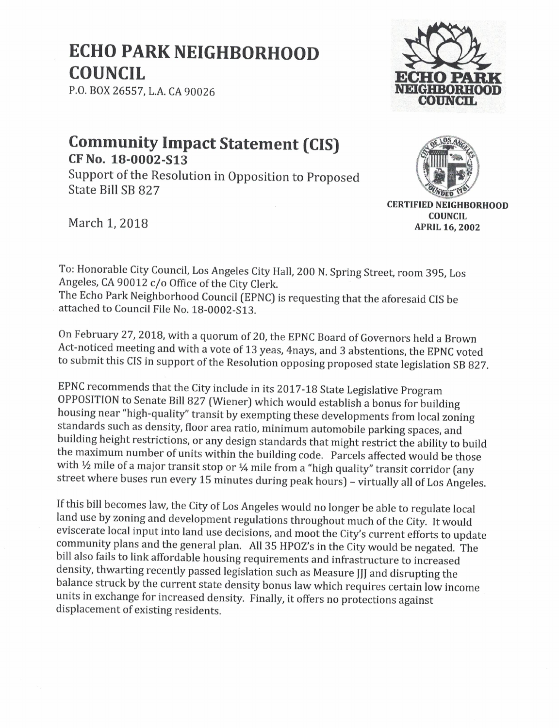# ECHO PARK NEIGHBORHOOD COUNCIL

P.O. BOX 26557, L.A. CA 90026

ECHO PARK NEIGHBORHOOD COUNCIL

## Community Impact Statement (CIS)

**CF No. 18-0002-S13**

Support of the Resolution in Opposition to Proposed State Bill SB 827

March 1, 2018

**CERTIFIED NEIGHBORHOOD COUNCIL APRIL 16, 2002**

To: Honorable City Council, Los Angeles City Hall, 200 N. Spring Street, room 395, Los Angeles, CA 90012 c/o Office of the City Clerk.
The Echo Park Neighborhood Council (EPNC) is requesting that the aforesaid CIS be attached to Council File No. 18-0002-S13.

On February 27, 2018, with a quorum of 20, the EPNC Board of Governors held a Brown Act-noticed meeting and with a vote of 13 yeas, 4nays, and 3 abstentions, the EPNC voted to submit this CIS in support of the Resolution opposing proposed state legislation SB 827.

EPNC recommends that the City include in its 2017-18 State Legislative Program OPPOSITION to Senate Bill 827 (Wiener) which would establish a bonus for building housing near "high-quality" transit by exempting these developments from local zoning standards such as density, floor area ratio, minimum automobile parking spaces, and building height restrictions, or any design standards that might restrict the ability to build the maximum number of units within the building code. Parcels affected would be those with ½ mile of a major transit stop or ¼ mile from a "high quality" transit corridor (any street where buses run every 15 minutes during peak hours) – virtually all of Los Angeles.

If this bill becomes law, the City of Los Angeles would no longer be able to regulate local land use by zoning and development regulations throughout much of the City. It would eviscerate local input into land use decisions, and moot the City's current efforts to update community plans and the general plan. All 35 HPOZ's in the City would be negated. The bill also fails to link affordable housing requirements and infrastructure to increased density, thwarting recently passed legislation such as Measure JJJ and disrupting the balance struck by the current state density bonus law which requires certain low income units in exchange for increased density. Finally, it offers no protections against displacement of existing residents.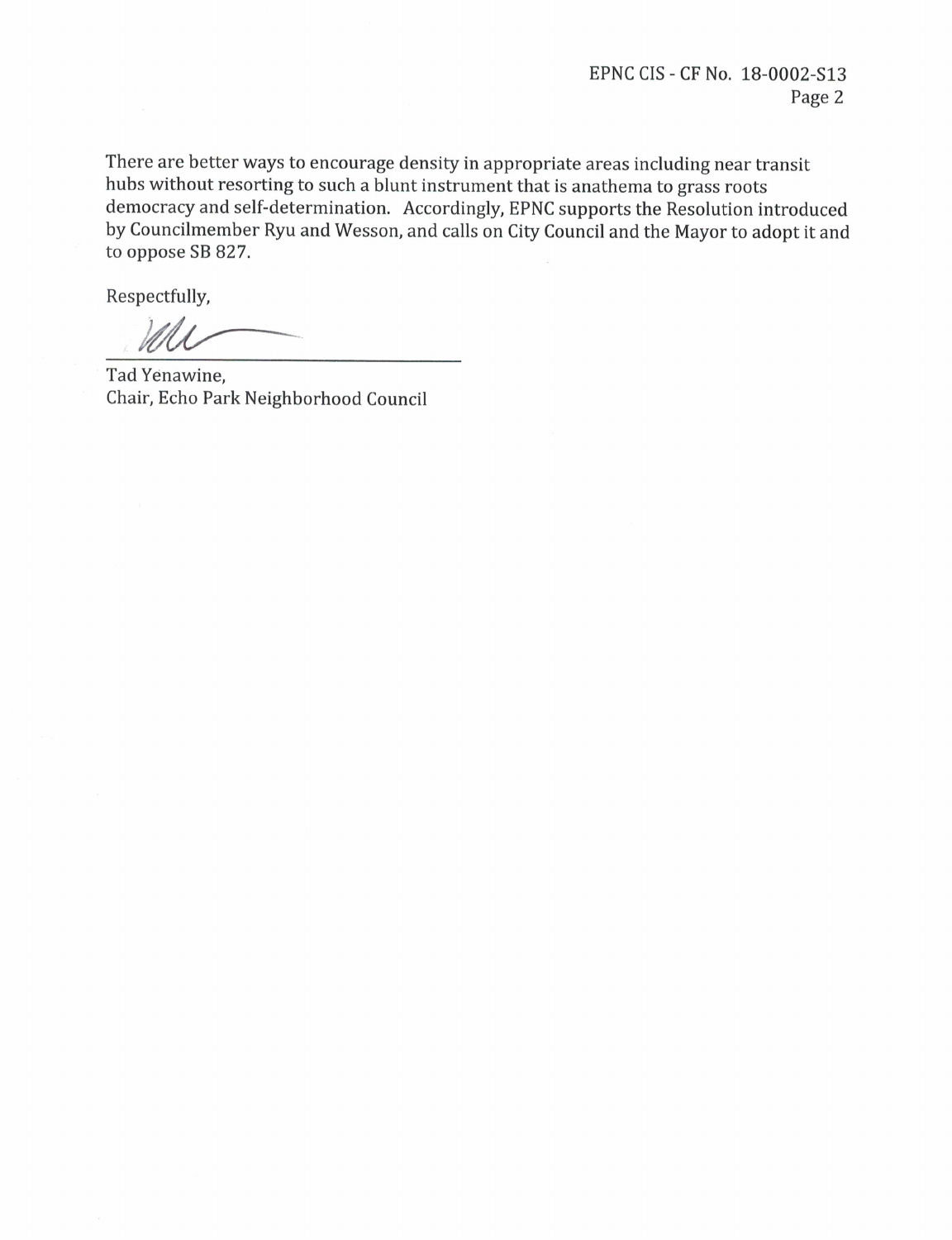There are better ways to encourage density in appropriate areas including near transit hubs without resorting to such a blunt instrument that is anathema to grass roots democracy and self-determination. Accordingly, EPNC supports the Resolution introduced by Councilmember Ryu and Wesson, and calls on City Council and the Mayor to adopt it and to oppose SB 827.

Respectfully,

Tad Yenawine,
Chair, Echo Park Neighborhood Council